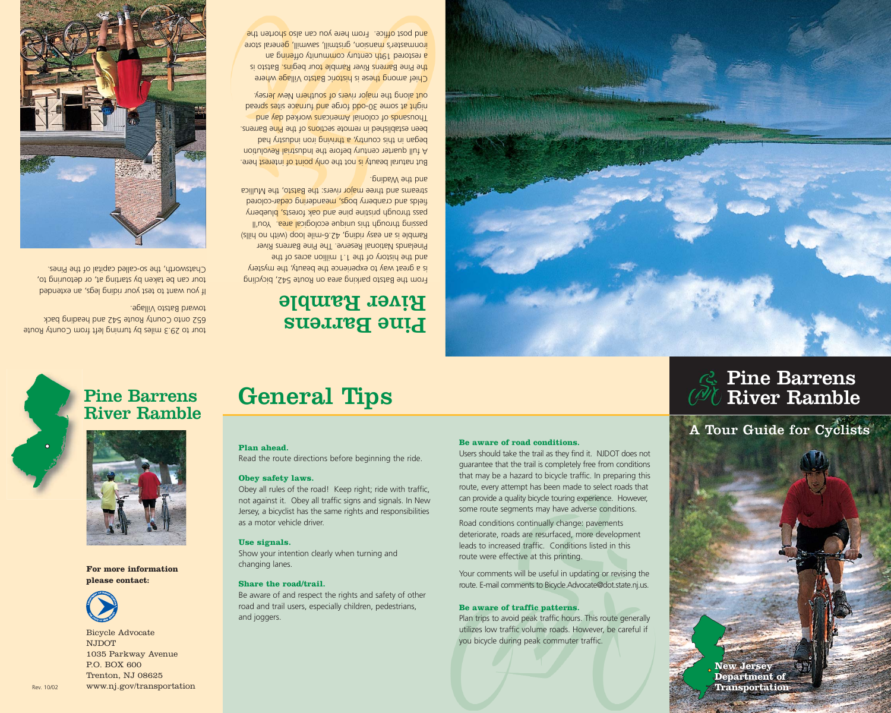# Pine Barrens River Ramble

From the Batsto parking area on Route 542, bicycling is a great way to experience the beauty, the mystery and the history of the 1.1 million acres of the Pinelands National Reserve. The Pine Barrens River Ramble is an easy riding, 42.6-mile loop (with no hills) passing through this unique ecological area. You'll pass through pristine pine and oak forests, blueberry fields and cranberry bogs, meandering cedar-colored streams and three major rivers: the Batsto, the Mullica and the Wading.

But natural beauty is not the only point of interest here. A full quarter century before the Industrial Revolution began in this country, a thriving iron industry had been established in remote sections of the Pine Barrens. Thousands of colonial Americans worked day and night at some 30-odd forge and furnace sites spread out along the major rivers of southern New Jersey.

Chief among these is historic Batsto Village where the Pine Barrens River Ramble tour begins. Batsto is a restored 19th century community offering an ironmaster's mansion, gristmill, sawmill, general store and post office. From here you can also shorten the tour to 29.3 miles by turning left from County Route 652 onto County Route 542 and heading back toward Batsto Village.

If you want to test your riding legs, an extended tour can be taken by starting at, or detouring to, Chatsworth, the so-called capital of the Pines.

## Pine Barrens River Ramble

**For more information please contact:**

Bicycle Advocate
NJDOT
1035 Parkway Avenue
P.O. BOX 600
Trenton, NJ 08625
www.nj.gov/transportation

Rev. 10/02

# General Tips

**Plan ahead.**
Read the route directions before beginning the ride.

**Obey safety laws.**
Obey all rules of the road! Keep right; ride with traffic, not against it. Obey all traffic signs and signals. In New Jersey, a bicyclist has the same rights and responsibilities as a motor vehicle driver.

**Use signals.**
Show your intention clearly when turning and changing lanes.

**Share the road/trail.**
Be aware of and respect the rights and safety of other road and trail users, especially children, pedestrians, and joggers.

**Be aware of road conditions.**
Users should take the trail as they find it. NJDOT does not guarantee that the trail is completely free from conditions that may be a hazard to bicycle traffic. In preparing this route, every attempt has been made to select roads that can provide a quality bicycle touring experience. However, some route segments may have adverse conditions.

Road conditions continually change: pavements deteriorate, roads are resurfaced, more development leads to increased traffic. Conditions listed in this route were effective at this printing.

Your comments will be useful in updating or revising the route. E-mail comments to Bicycle.Advocate@dot.state.nj.us.

**Be aware of traffic patterns.**
Plan trips to avoid peak traffic hours. This route generally utilizes low traffic volume roads. However, be careful if you bicycle during peak commuter traffic.

# Pine Barrens River Ramble

## A Tour Guide for Cyclists

New Jersey Department of Transportation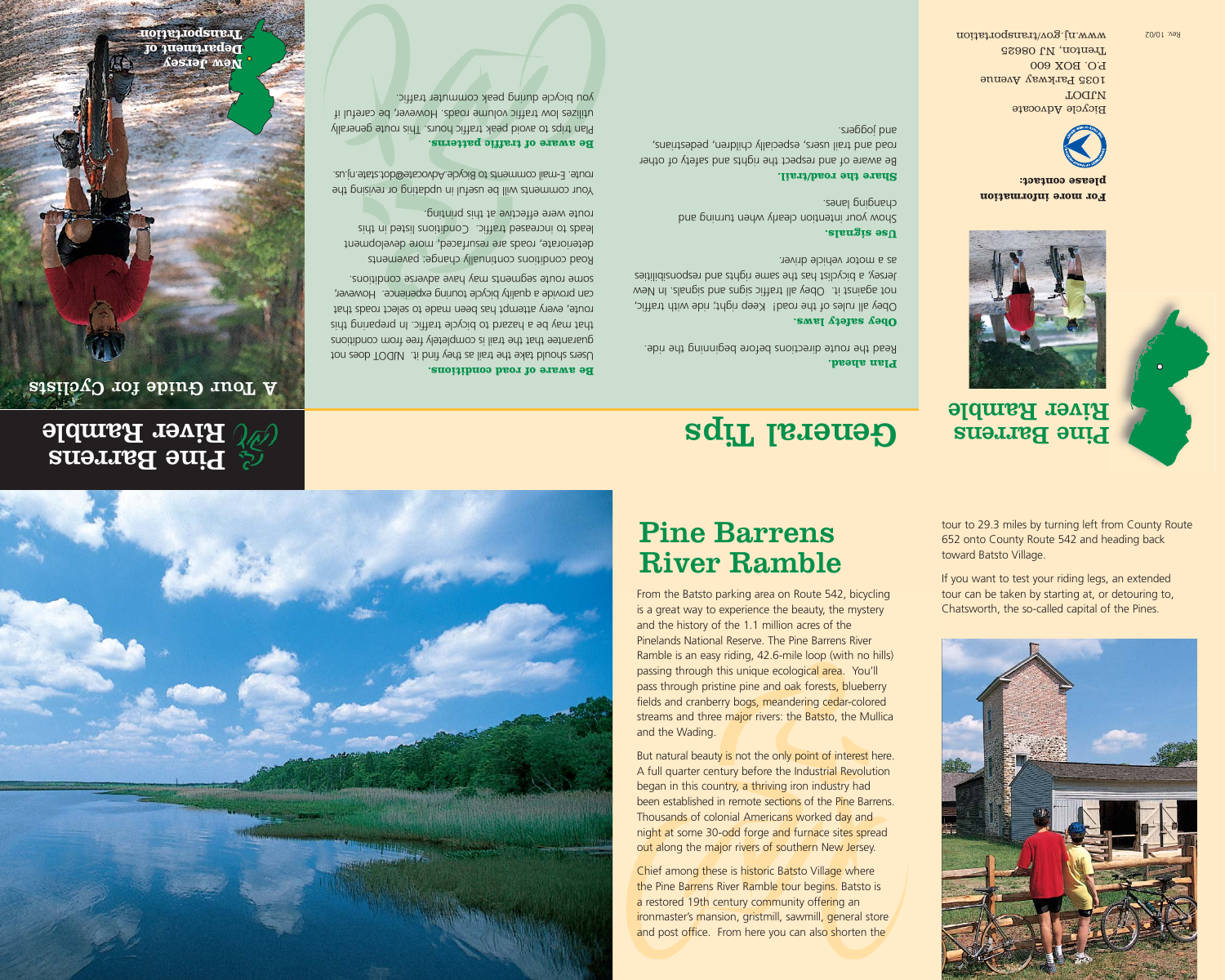# General Tips

**Plan ahead.**

Read the route directions before beginning the ride.

**Obey safety laws.**

Obey all rules of the road! Keep right; ride with traffic, not against it. Obey all traffic signs and signals. In New Jersey, a bicyclist has the same rights and responsibilities as a motor vehicle driver.

**Use signals.**

Show your intention clearly when turning and changing lanes.

**Share the road/trail.**

Be aware of and respect the rights and safety of other road and trail users, especially children, pedestrians, and joggers.

**Be aware of road conditions.**

Users should take the trail as they find it. NJDOT does not guarantee that the trail is completely free from conditions that may be a hazard to bicycle traffic. In preparing this route, every attempt has been made to select roads that can provide a quality bicycle touring experience. However, some route segments may have adverse conditions.

Road conditions continually change: pavements deteriorate, roads are resurfaced, more development leads to increased traffic. Conditions listed in this route were effective at this printing.

Your comments will be useful in updating or revising the route. E-mail comments to Bicycle.Advocate@dot.state.nj.us.

**Be aware of traffic patterns.**

Plan trips to avoid peak traffic hours. This route generally utilizes low traffic volume roads. However, be careful if you bicycle during peak commuter traffic.

# Pine Barrens River Ramble

A Tour Guide for Cyclists

New Jersey Department of Transportation

**For more information please contact:**

Bicycle Advocate
NJDOT
1035 Parkway Avenue
P.O. BOX 600
Trenton, NJ 08625
www.nj.gov/transportation

Rev. 10/02

## Pine Barrens River Ramble

From the Batsto parking area on Route 542, bicycling is a great way to experience the beauty, the mystery and the history of the 1.1 million acres of the Pinelands National Reserve. The Pine Barrens River Ramble is an easy riding, 42.6-mile loop (with no hills) passing through this unique ecological area. You'll pass through pristine pine and oak forests, blueberry fields and cranberry bogs, meandering cedar-colored streams and three major rivers: the Batsto, the Mullica and the Wading.

But natural beauty is not the only point of interest here. A full quarter century before the Industrial Revolution began in this country, a thriving iron industry had been established in remote sections of the Pine Barrens. Thousands of colonial Americans worked day and night at some 30-odd forge and furnace sites spread out along the major rivers of southern New Jersey.

Chief among these is historic Batsto Village where the Pine Barrens River Ramble tour begins. Batsto is a restored 19th century community offering an ironmaster's mansion, gristmill, sawmill, general store and post office. From here you can also shorten the tour to 29.3 miles by turning left from County Route 652 onto County Route 542 and heading back toward Batsto Village.

If you want to test your riding legs, an extended tour can be taken by starting at, or detouring to, Chatsworth, the so-called capital of the Pines.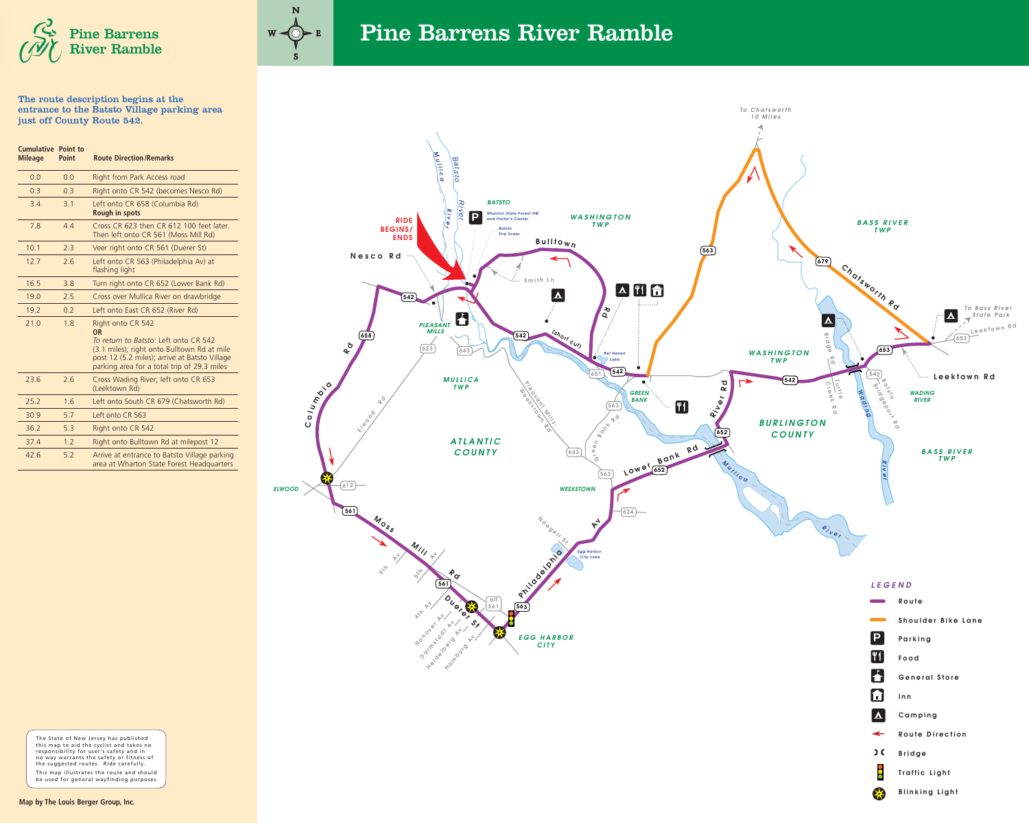# Pine Barrens River Ramble

The route description begins at the entrance to the Batsto Village parking area just off County Route 542.

| Cumulative Mileage | Point to Point | Route Direction/Remarks |
|---|---|---|
| 0.0 | 0.0 | Right from Park Access road |
| 0.3 | 0.3 | Right onto CR 542 (becomes Nesco Rd) |
| 3.4 | 3.1 | Left onto CR 658 (Columbia Rd) **Rough in spots** |
| 7.8 | 4.4 | Cross CR 623 then CR 612 100 feet later. Then left onto CR 561 (Moss Mill Rd) |
| 10.1 | 2.3 | Veer right onto CR 561 (Duerer St) |
| 12.7 | 2.6 | Left onto CR 563 (Philadelphia Av) at flashing light |
| 16.5 | 3.8 | Turn right onto CR 652 (Lower Bank Rd) |
| 19.0 | 2.5 | Cross over Mullica River on drawbridge |
| 19.2 | 0.2 | Left onto East CR 652 (River Rd) |
| 21.0 | 1.8 | Right onto CR 542 **OR** *To return to Batsto:* Left onto CR 542 (3.1 miles); right onto Bulltown Rd at mile post 12 (5.2 miles); arrive at Batsto Village parking area for a total trip of 29.3 miles |
| 23.6 | 2.6 | Cross Wading River; left onto CR 653 (Leektown Rd) |
| 25.2 | 1.6 | Left onto South CR 679 (Chatsworth Rd) |
| 30.9 | 5.7 | Left onto CR 563 |
| 36.2 | 5.3 | Right onto CR 542 |
| 37.4 | 1.2 | Right onto Bulltown Rd at milepost 12 |
| 42.6 | 5.2 | Arrive at entrance to Batsto Village parking area at Wharton State Forest Headquarters |

The State of New Jersey has published this map to aid the cyclist and takes no responsibility for user's safety and in no way warrants the safety or fitness of the suggested routes. Ride carefully.

This map illustrates the route and should be used for general wayfinding purposes.

Map by The Louis Berger Group, Inc.

RIDE BEGINS/ENDS

To Chatsworth 10 Miles

To Bass River State Park

BATSTO

Wharton State Forest HQ and Visitor's Center

Batsto Fire Tower

WASHINGTON TWP

BASS RIVER TWP

PLEASANT MILLS

MULLICA TWP

ATLANTIC COUNTY

GREEN BANK

BURLINGTON COUNTY

WADING RIVER

ELWOOD

WEEKSTOWN

EGG HARBOR CITY

Egg Harbor City Lake

Bel Haven Lake

LEGEND

- Route
- Shoulder Bike Lane
- Parking
- Food
- General Store
- Inn
- Camping
- Route Direction
- Bridge
- Traffic Light
- Blinking Light